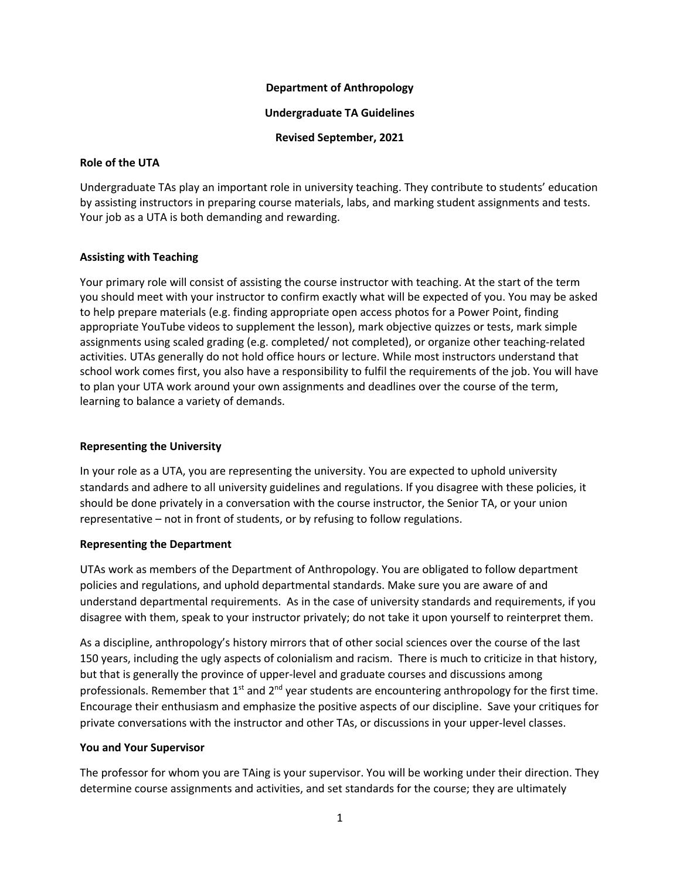**Department of Anthropology**

**Undergraduate TA Guidelines**

**Revised September, 2021**

**Role of the UTA**

Undergraduate TAs play an important role in university teaching. They contribute to students' education by assisting instructors in preparing course materials, labs, and marking student assignments and tests. Your job as a UTA is both demanding and rewarding.

**Assisting with Teaching**

Your primary role will consist of assisting the course instructor with teaching. At the start of the term you should meet with your instructor to confirm exactly what will be expected of you. You may be asked to help prepare materials (e.g. finding appropriate open access photos for a Power Point, finding appropriate YouTube videos to supplement the lesson), mark objective quizzes or tests, mark simple assignments using scaled grading (e.g. completed/ not completed), or organize other teaching-related activities. UTAs generally do not hold office hours or lecture. While most instructors understand that school work comes first, you also have a responsibility to fulfil the requirements of the job. You will have to plan your UTA work around your own assignments and deadlines over the course of the term, learning to balance a variety of demands.

**Representing the University**

In your role as a UTA, you are representing the university. You are expected to uphold university standards and adhere to all university guidelines and regulations. If you disagree with these policies, it should be done privately in a conversation with the course instructor, the Senior TA, or your union representative – not in front of students, or by refusing to follow regulations.

**Representing the Department**

UTAs work as members of the Department of Anthropology. You are obligated to follow department policies and regulations, and uphold departmental standards. Make sure you are aware of and understand departmental requirements. As in the case of university standards and requirements, if you disagree with them, speak to your instructor privately; do not take it upon yourself to reinterpret them.

As a discipline, anthropology's history mirrors that of other social sciences over the course of the last 150 years, including the ugly aspects of colonialism and racism. There is much to criticize in that history, but that is generally the province of upper-level and graduate courses and discussions among professionals. Remember that 1st and 2nd year students are encountering anthropology for the first time. Encourage their enthusiasm and emphasize the positive aspects of our discipline. Save your critiques for private conversations with the instructor and other TAs, or discussions in your upper-level classes.

**You and Your Supervisor**

The professor for whom you are TAing is your supervisor. You will be working under their direction. They determine course assignments and activities, and set standards for the course; they are ultimately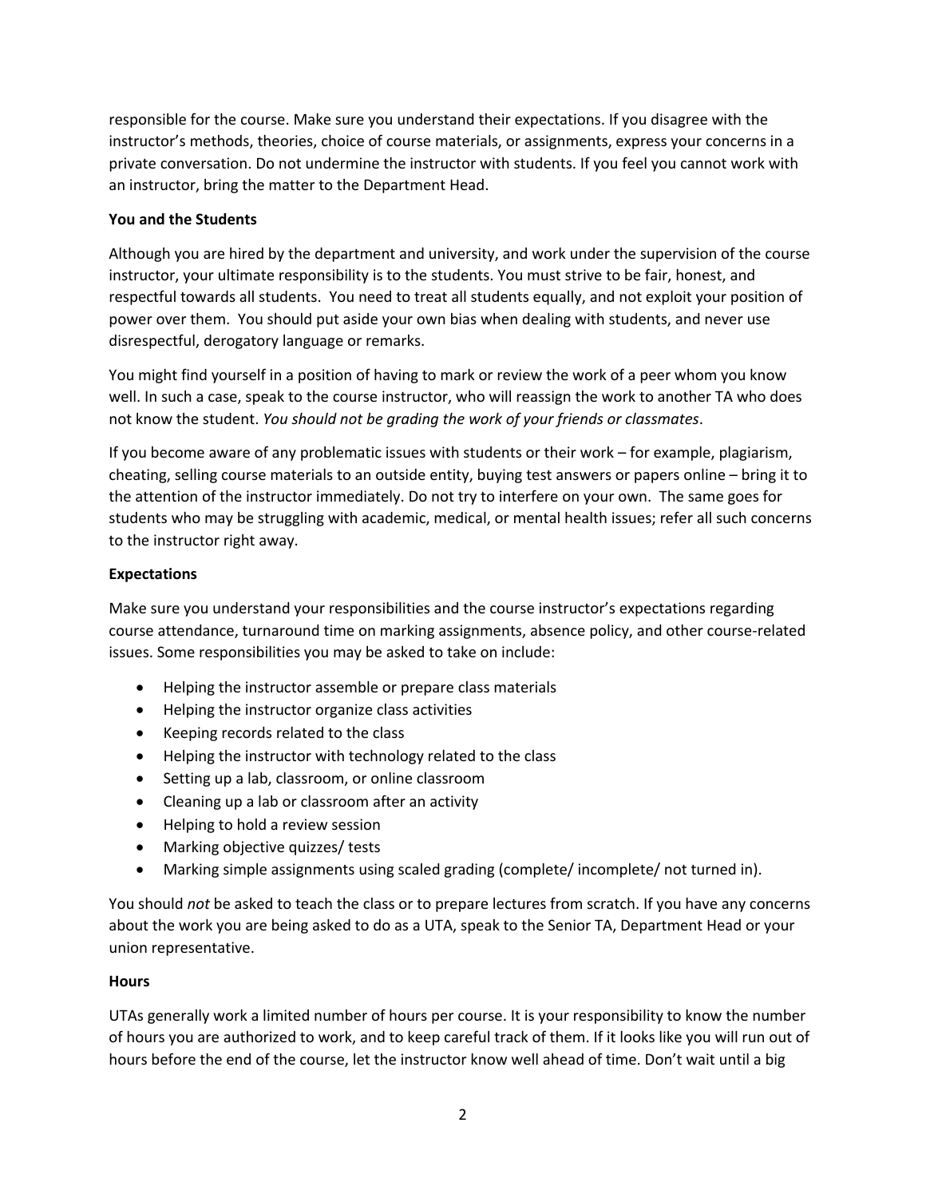responsible for the course. Make sure you understand their expectations. If you disagree with the instructor's methods, theories, choice of course materials, or assignments, express your concerns in a private conversation. Do not undermine the instructor with students. If you feel you cannot work with an instructor, bring the matter to the Department Head.

**You and the Students**

Although you are hired by the department and university, and work under the supervision of the course instructor, your ultimate responsibility is to the students. You must strive to be fair, honest, and respectful towards all students. You need to treat all students equally, and not exploit your position of power over them. You should put aside your own bias when dealing with students, and never use disrespectful, derogatory language or remarks.

You might find yourself in a position of having to mark or review the work of a peer whom you know well. In such a case, speak to the course instructor, who will reassign the work to another TA who does not know the student. *You should not be grading the work of your friends or classmates*.

If you become aware of any problematic issues with students or their work – for example, plagiarism, cheating, selling course materials to an outside entity, buying test answers or papers online – bring it to the attention of the instructor immediately. Do not try to interfere on your own. The same goes for students who may be struggling with academic, medical, or mental health issues; refer all such concerns to the instructor right away.

**Expectations**

Make sure you understand your responsibilities and the course instructor's expectations regarding course attendance, turnaround time on marking assignments, absence policy, and other course-related issues. Some responsibilities you may be asked to take on include:

- Helping the instructor assemble or prepare class materials
- Helping the instructor organize class activities
- Keeping records related to the class
- Helping the instructor with technology related to the class
- Setting up a lab, classroom, or online classroom
- Cleaning up a lab or classroom after an activity
- Helping to hold a review session
- Marking objective quizzes/ tests
- Marking simple assignments using scaled grading (complete/ incomplete/ not turned in).

You should *not* be asked to teach the class or to prepare lectures from scratch. If you have any concerns about the work you are being asked to do as a UTA, speak to the Senior TA, Department Head or your union representative.

**Hours**

UTAs generally work a limited number of hours per course. It is your responsibility to know the number of hours you are authorized to work, and to keep careful track of them. If it looks like you will run out of hours before the end of the course, let the instructor know well ahead of time. Don't wait until a big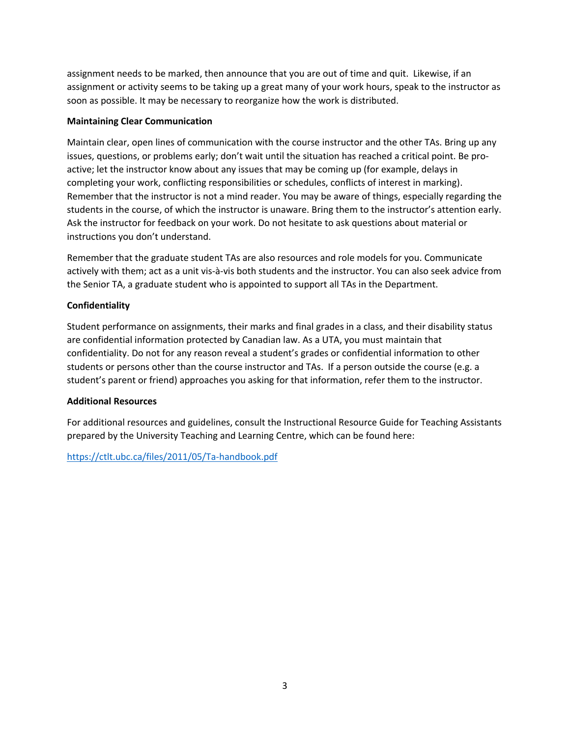assignment needs to be marked, then announce that you are out of time and quit. Likewise, if an assignment or activity seems to be taking up a great many of your work hours, speak to the instructor as soon as possible. It may be necessary to reorganize how the work is distributed.

**Maintaining Clear Communication**

Maintain clear, open lines of communication with the course instructor and the other TAs. Bring up any issues, questions, or problems early; don't wait until the situation has reached a critical point. Be pro-active; let the instructor know about any issues that may be coming up (for example, delays in completing your work, conflicting responsibilities or schedules, conflicts of interest in marking). Remember that the instructor is not a mind reader. You may be aware of things, especially regarding the students in the course, of which the instructor is unaware. Bring them to the instructor's attention early. Ask the instructor for feedback on your work. Do not hesitate to ask questions about material or instructions you don't understand.

Remember that the graduate student TAs are also resources and role models for you. Communicate actively with them; act as a unit vis-à-vis both students and the instructor. You can also seek advice from the Senior TA, a graduate student who is appointed to support all TAs in the Department.

**Confidentiality**

Student performance on assignments, their marks and final grades in a class, and their disability status are confidential information protected by Canadian law. As a UTA, you must maintain that confidentiality. Do not for any reason reveal a student's grades or confidential information to other students or persons other than the course instructor and TAs. If a person outside the course (e.g. a student's parent or friend) approaches you asking for that information, refer them to the instructor.

**Additional Resources**

For additional resources and guidelines, consult the Instructional Resource Guide for Teaching Assistants prepared by the University Teaching and Learning Centre, which can be found here:

https://ctlt.ubc.ca/files/2011/05/Ta-handbook.pdf